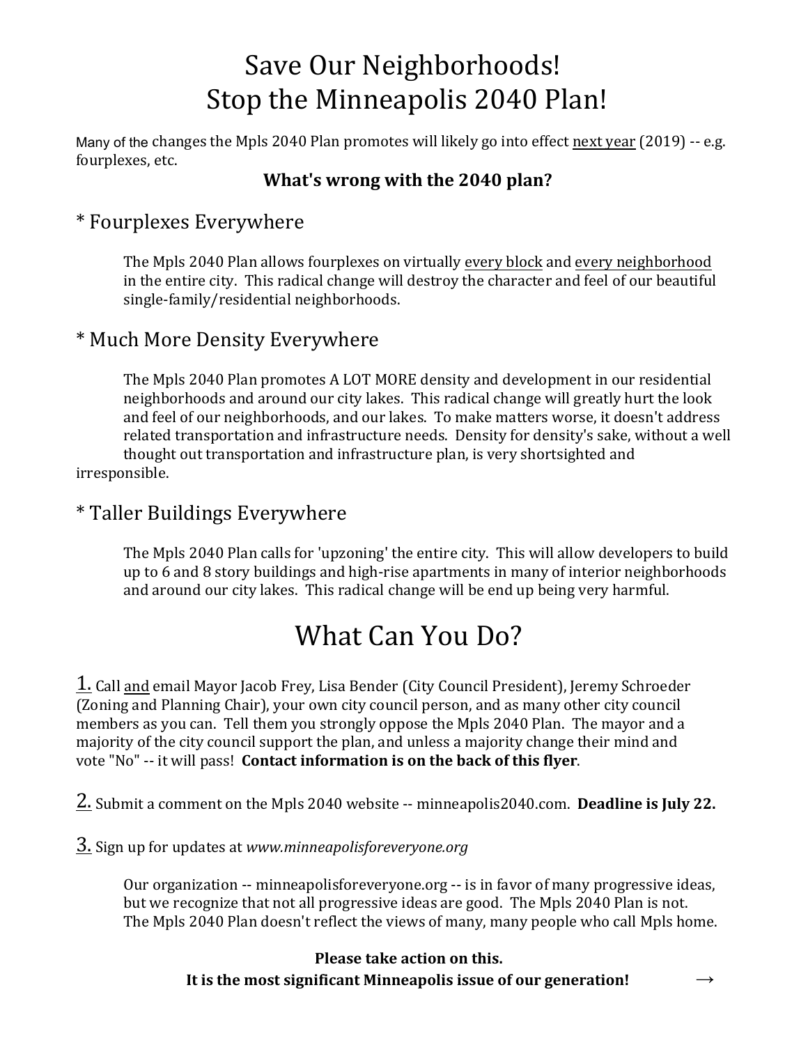# Save Our Neighborhoods!
# Stop the Minneapolis 2040 Plan!

Many of the changes the Mpls 2040 Plan promotes will likely go into effect <u>next year</u> (2019) -- e.g. fourplexes, etc.

### What's wrong with the 2040 plan?

## * Fourplexes Everywhere

The Mpls 2040 Plan allows fourplexes on virtually <u>every block</u> and <u>every neighborhood</u> in the entire city. This radical change will destroy the character and feel of our beautiful single-family/residential neighborhoods.

## * Much More Density Everywhere

The Mpls 2040 Plan promotes A LOT MORE density and development in our residential neighborhoods and around our city lakes. This radical change will greatly hurt the look and feel of our neighborhoods, and our lakes. To make matters worse, it doesn't address related transportation and infrastructure needs. Density for density's sake, without a well thought out transportation and infrastructure plan, is very shortsighted and irresponsible.

## * Taller Buildings Everywhere

The Mpls 2040 Plan calls for 'upzoning' the entire city. This will allow developers to build up to 6 and 8 story buildings and high-rise apartments in many of interior neighborhoods and around our city lakes. This radical change will be end up being very harmful.

# What Can You Do?

<u>1.</u> Call <u>and</u> email Mayor Jacob Frey, Lisa Bender (City Council President), Jeremy Schroeder (Zoning and Planning Chair), your own city council person, and as many other city council members as you can. Tell them you strongly oppose the Mpls 2040 Plan. The mayor and a majority of the city council support the plan, and unless a majority change their mind and vote "No" -- it will pass! **Contact information is on the back of this flyer**.

<u>2.</u> Submit a comment on the Mpls 2040 website -- minneapolis2040.com. **Deadline is July 22.**

<u>3.</u> Sign up for updates at *www.minneapolisforeveryone.org*

Our organization -- minneapolisforeveryone.org -- is in favor of many progressive ideas, but we recognize that not all progressive ideas are good. The Mpls 2040 Plan is not. The Mpls 2040 Plan doesn't reflect the views of many, many people who call Mpls home.

**Please take action on this.**
**It is the most significant Minneapolis issue of our generation!** →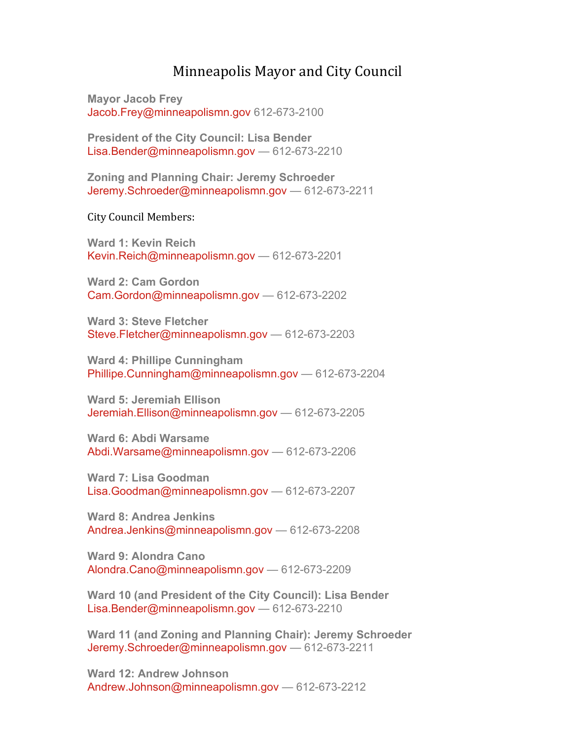# Minneapolis Mayor and City Council

**Mayor Jacob Frey**
Jacob.Frey@minneapolismn.gov 612-673-2100

**President of the City Council: Lisa Bender**
Lisa.Bender@minneapolismn.gov — 612-673-2210

**Zoning and Planning Chair: Jeremy Schroeder**
Jeremy.Schroeder@minneapolismn.gov — 612-673-2211

City Council Members:

**Ward 1: Kevin Reich**
Kevin.Reich@minneapolismn.gov — 612-673-2201

**Ward 2: Cam Gordon**
Cam.Gordon@minneapolismn.gov — 612-673-2202

**Ward 3: Steve Fletcher**
Steve.Fletcher@minneapolismn.gov — 612-673-2203

**Ward 4: Phillipe Cunningham**
Phillipe.Cunningham@minneapolismn.gov — 612-673-2204

**Ward 5: Jeremiah Ellison**
Jeremiah.Ellison@minneapolismn.gov — 612-673-2205

**Ward 6: Abdi Warsame**
Abdi.Warsame@minneapolismn.gov — 612-673-2206

**Ward 7: Lisa Goodman**
Lisa.Goodman@minneapolismn.gov — 612-673-2207

**Ward 8: Andrea Jenkins**
Andrea.Jenkins@minneapolismn.gov — 612-673-2208

**Ward 9: Alondra Cano**
Alondra.Cano@minneapolismn.gov — 612-673-2209

**Ward 10 (and President of the City Council): Lisa Bender**
Lisa.Bender@minneapolismn.gov — 612-673-2210

**Ward 11 (and Zoning and Planning Chair): Jeremy Schroeder**
Jeremy.Schroeder@minneapolismn.gov — 612-673-2211

**Ward 12: Andrew Johnson**
Andrew.Johnson@minneapolismn.gov — 612-673-2212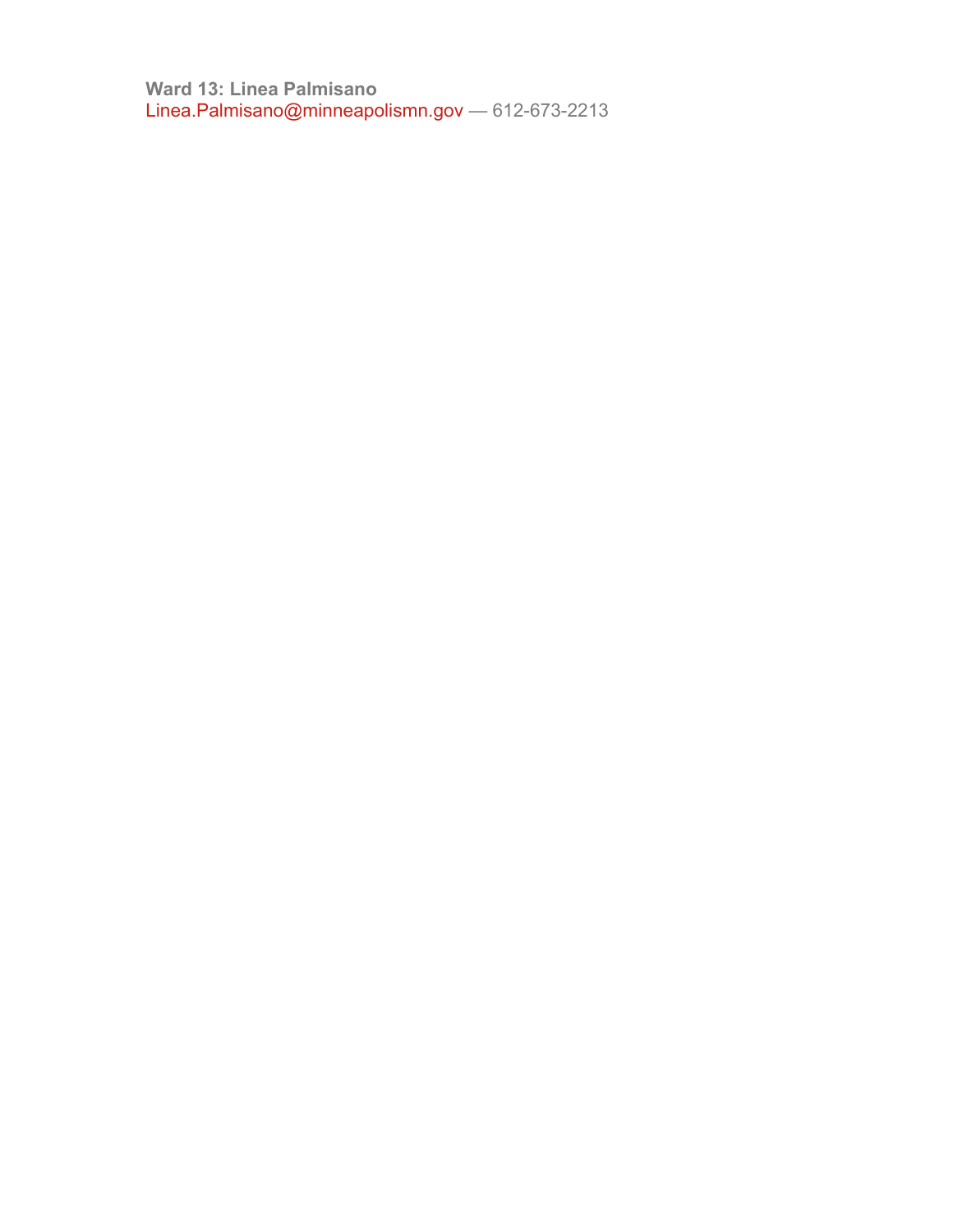**Ward 13: Linea Palmisano**
Linea.Palmisano@minneapolismn.gov — 612-673-2213